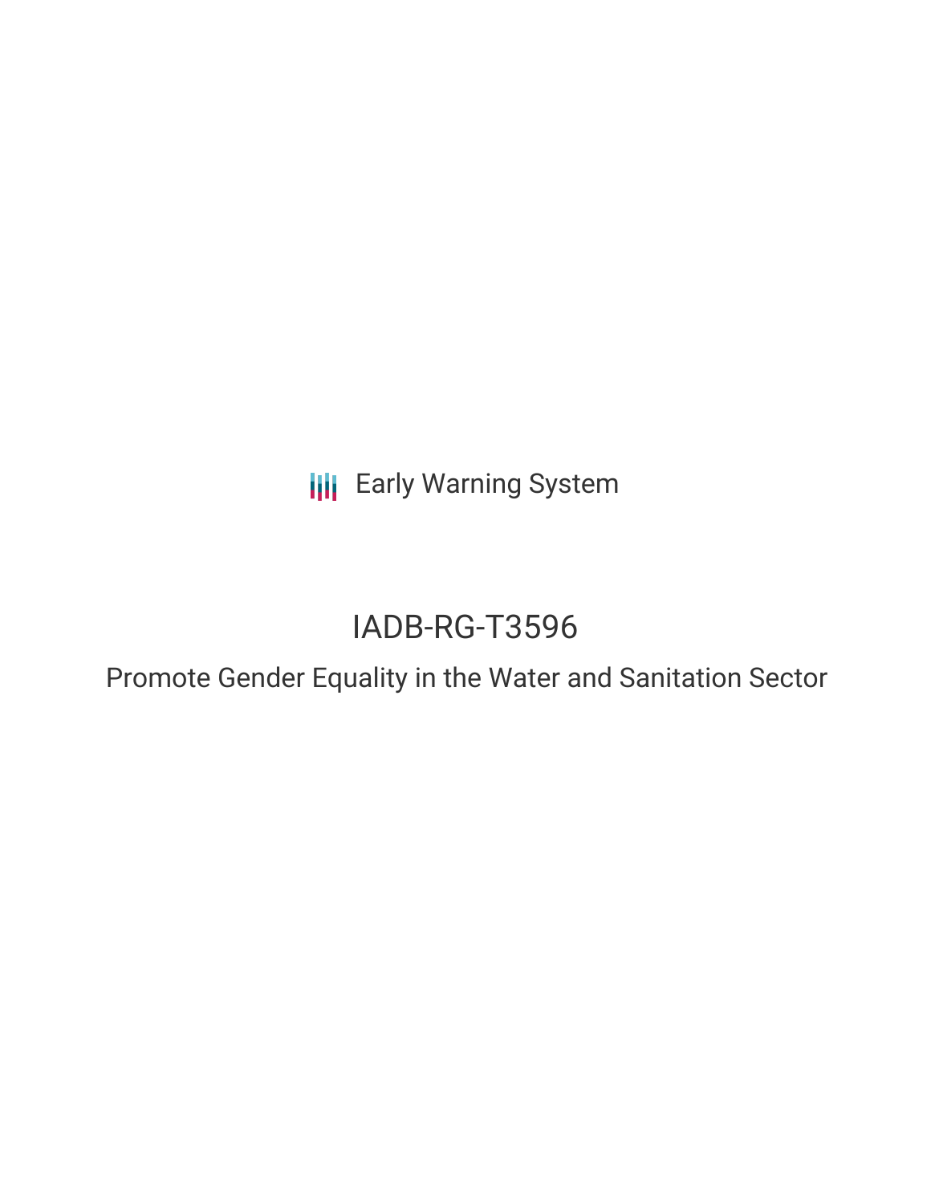Early Warning System

# IADB-RG-T3596

## Promote Gender Equality in the Water and Sanitation Sector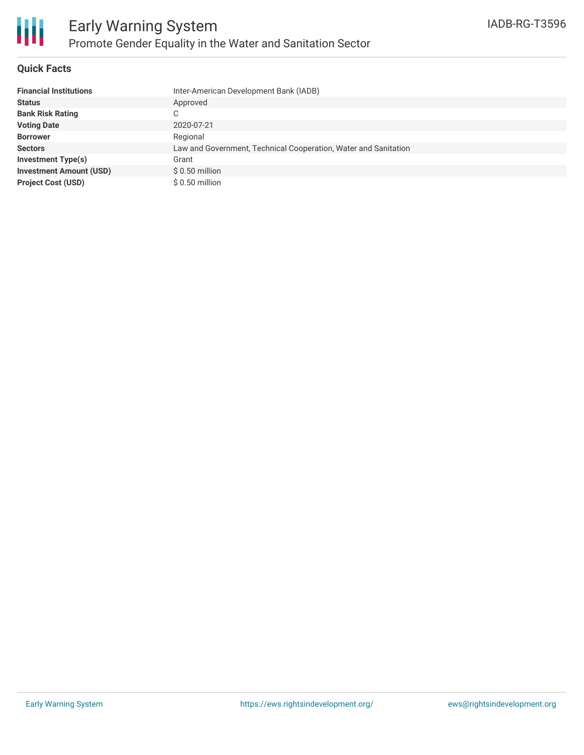## Quick Facts

| | |
|---|---|
| **Financial Institutions** | Inter-American Development Bank (IADB) |
| **Status** | Approved |
| **Bank Risk Rating** | C |
| **Voting Date** | 2020-07-21 |
| **Borrower** | Regional |
| **Sectors** | Law and Government, Technical Cooperation, Water and Sanitation |
| **Investment Type(s)** | Grant |
| **Investment Amount (USD)** | $ 0.50 million |
| **Project Cost (USD)** | $ 0.50 million |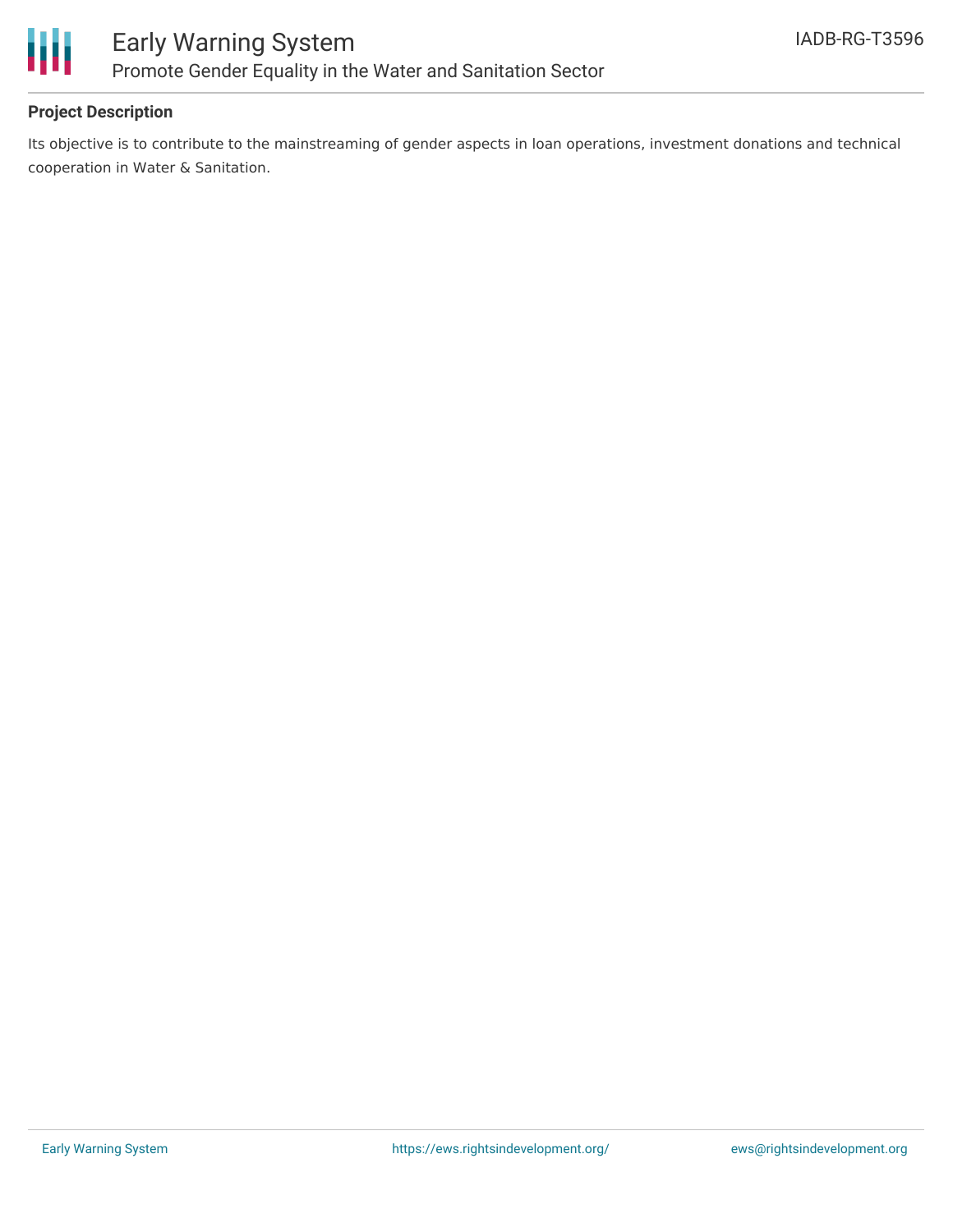**Project Description**

Its objective is to contribute to the mainstreaming of gender aspects in loan operations, investment donations and technical cooperation in Water & Sanitation.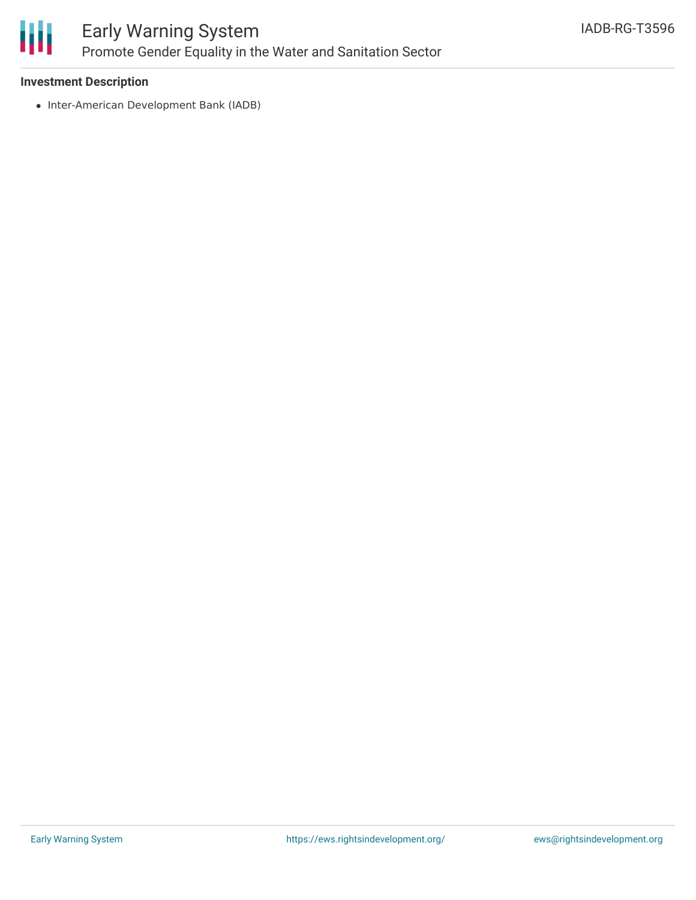### Investment Description

- Inter-American Development Bank (IADB)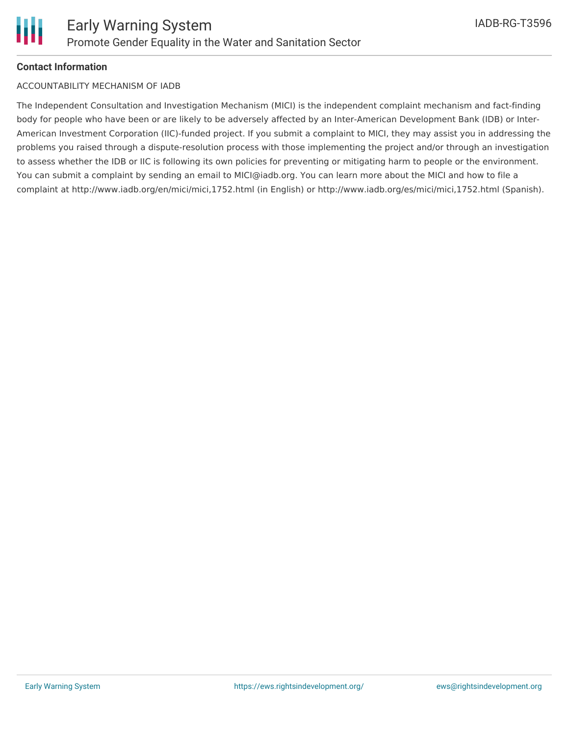**Contact Information**

ACCOUNTABILITY MECHANISM OF IADB

The Independent Consultation and Investigation Mechanism (MICI) is the independent complaint mechanism and fact-finding body for people who have been or are likely to be adversely affected by an Inter-American Development Bank (IDB) or Inter-American Investment Corporation (IIC)-funded project. If you submit a complaint to MICI, they may assist you in addressing the problems you raised through a dispute-resolution process with those implementing the project and/or through an investigation to assess whether the IDB or IIC is following its own policies for preventing or mitigating harm to people or the environment. You can submit a complaint by sending an email to MICI@iadb.org. You can learn more about the MICI and how to file a complaint at http://www.iadb.org/en/mici/mici,1752.html (in English) or http://www.iadb.org/es/mici/mici,1752.html (Spanish).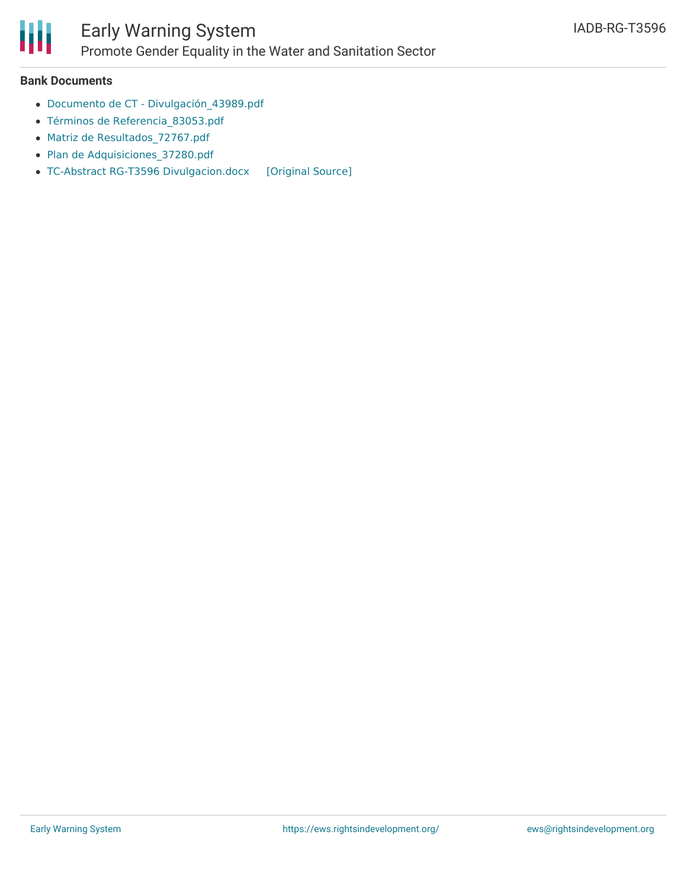**Bank Documents**

- Documento de CT - Divulgación_43989.pdf
- Términos de Referencia_83053.pdf
- Matriz de Resultados_72767.pdf
- Plan de Adquisiciones_37280.pdf
- TC-Abstract RG-T3596 Divulgacion.docx [Original Source]